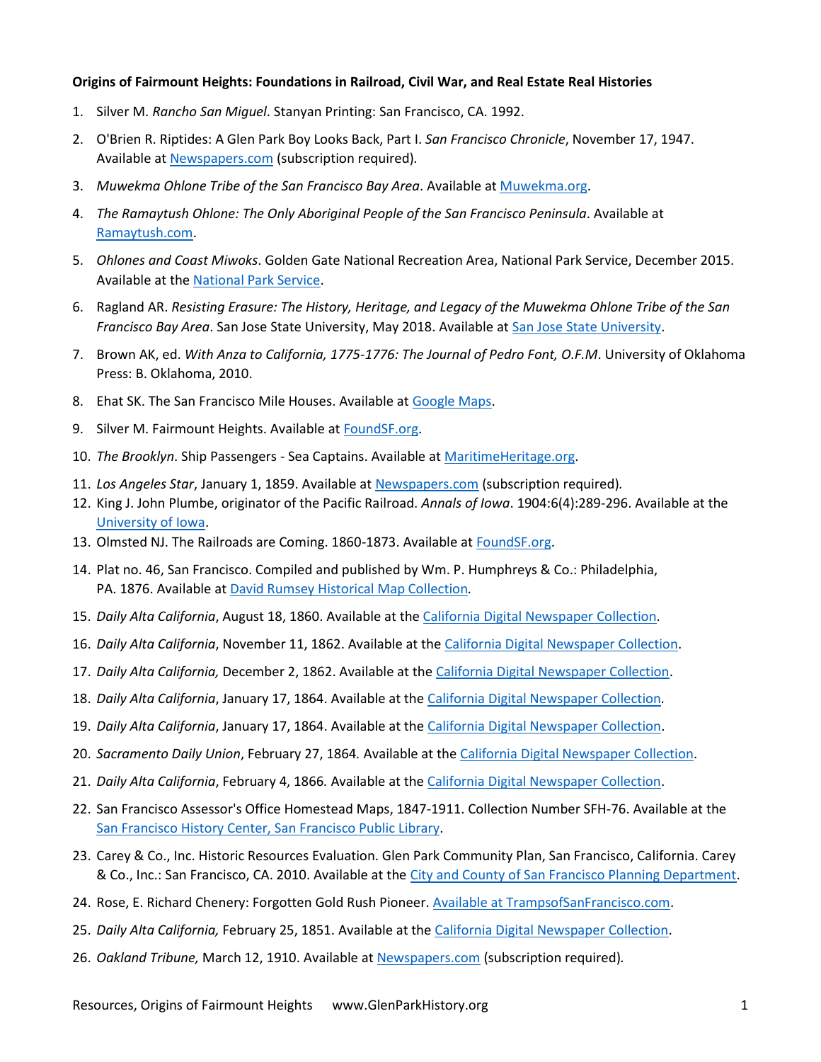**Origins of Fairmount Heights: Foundations in Railroad, Civil War, and Real Estate Real Histories**

1. Silver M. *Rancho San Miguel*. Stanyan Printing: San Francisco, CA. 1992.
2. O'Brien R. Riptides: A Glen Park Boy Looks Back, Part I. *San Francisco Chronicle*, November 17, 1947. Available at Newspapers.com (subscription required).
3. *Muwekma Ohlone Tribe of the San Francisco Bay Area*. Available at Muwekma.org.
4. *The Ramaytush Ohlone: The Only Aboriginal People of the San Francisco Peninsula*. Available at Ramaytush.com.
5. *Ohlones and Coast Miwoks*. Golden Gate National Recreation Area, National Park Service, December 2015. Available at the National Park Service.
6. Ragland AR. *Resisting Erasure: The History, Heritage, and Legacy of the Muwekma Ohlone Tribe of the San Francisco Bay Area*. San Jose State University, May 2018. Available at San Jose State University.
7. Brown AK, ed. *With Anza to California, 1775-1776: The Journal of Pedro Font, O.F.M*. University of Oklahoma Press: B. Oklahoma, 2010.
8. Ehat SK. The San Francisco Mile Houses. Available at Google Maps.
9. Silver M. Fairmount Heights. Available at FoundSF.org.
10. *The Brooklyn*. Ship Passengers - Sea Captains. Available at MaritimeHeritage.org.
11. *Los Angeles Star*, January 1, 1859. Available at Newspapers.com (subscription required).
12. King J. John Plumbe, originator of the Pacific Railroad. *Annals of Iowa*. 1904:6(4):289-296. Available at the University of Iowa.
13. Olmsted NJ. The Railroads are Coming. 1860-1873. Available at FoundSF.org.
14. Plat no. 46, San Francisco. Compiled and published by Wm. P. Humphreys & Co.: Philadelphia, PA. 1876. Available at David Rumsey Historical Map Collection.
15. *Daily Alta California*, August 18, 1860. Available at the California Digital Newspaper Collection.
16. *Daily Alta California*, November 11, 1862. Available at the California Digital Newspaper Collection.
17. *Daily Alta California,* December 2, 1862. Available at the California Digital Newspaper Collection.
18. *Daily Alta California*, January 17, 1864. Available at the California Digital Newspaper Collection.
19. *Daily Alta California*, January 17, 1864. Available at the California Digital Newspaper Collection.
20. *Sacramento Daily Union*, February 27, 1864. Available at the California Digital Newspaper Collection.
21. *Daily Alta California*, February 4, 1866. Available at the California Digital Newspaper Collection.
22. San Francisco Assessor's Office Homestead Maps, 1847-1911. Collection Number SFH-76. Available at the San Francisco History Center, San Francisco Public Library.
23. Carey & Co., Inc. Historic Resources Evaluation. Glen Park Community Plan, San Francisco, California. Carey & Co., Inc.: San Francisco, CA. 2010. Available at the City and County of San Francisco Planning Department.
24. Rose, E. Richard Chenery: Forgotten Gold Rush Pioneer. Available at TrampsofSanFrancisco.com.
25. *Daily Alta California,* February 25, 1851. Available at the California Digital Newspaper Collection.
26. *Oakland Tribune,* March 12, 1910. Available at Newspapers.com (subscription required).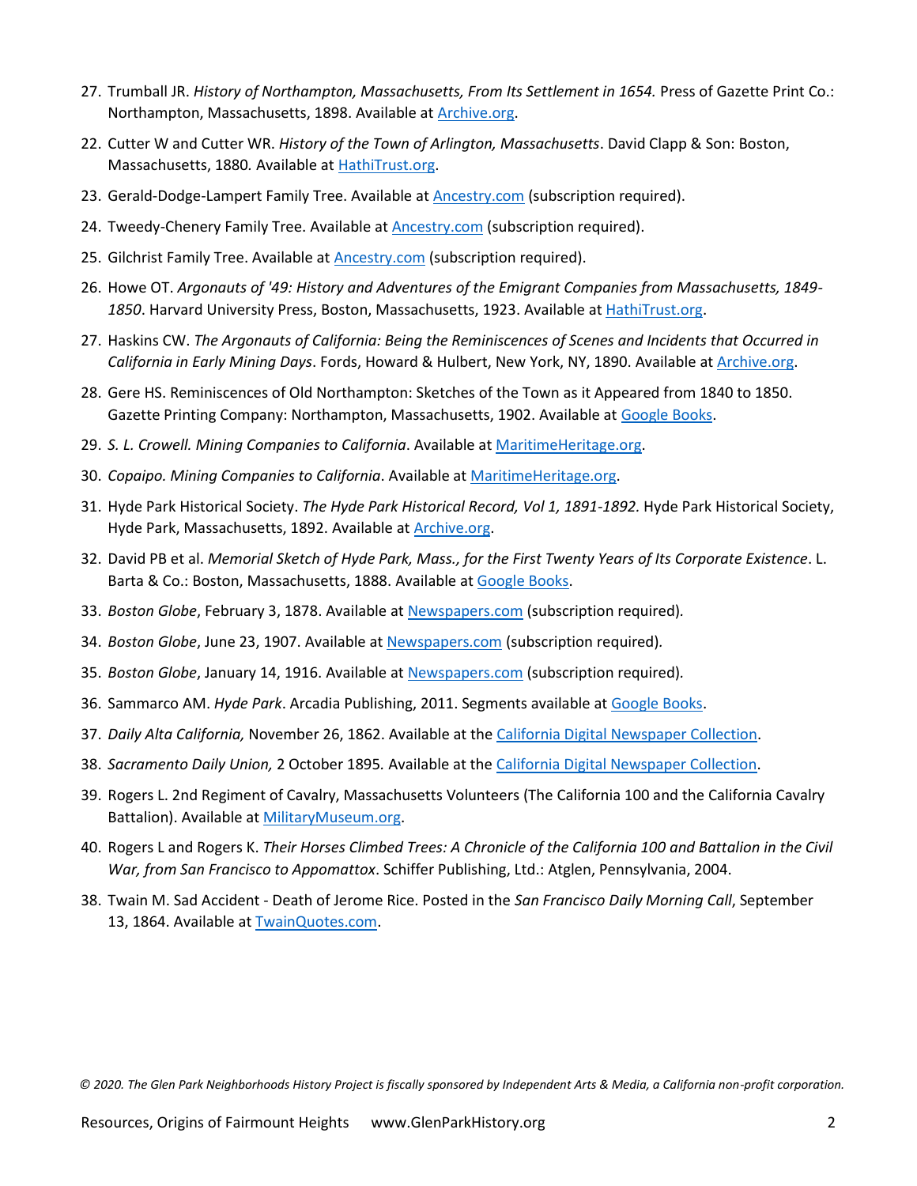27. Trumball JR. *History of Northampton, Massachusetts, From Its Settlement in 1654.* Press of Gazette Print Co.: Northampton, Massachusetts, 1898. Available at [Archive.org](Archive.org).
22. Cutter W and Cutter WR. *History of the Town of Arlington, Massachusetts*. David Clapp & Son: Boston, Massachusetts, 1880. Available at [HathiTrust.org](HathiTrust.org).
23. Gerald-Dodge-Lampert Family Tree. Available at [Ancestry.com](Ancestry.com) (subscription required).
24. Tweedy-Chenery Family Tree. Available at [Ancestry.com](Ancestry.com) (subscription required).
25. Gilchrist Family Tree. Available at [Ancestry.com](Ancestry.com) (subscription required).
26. Howe OT. *Argonauts of '49: History and Adventures of the Emigrant Companies from Massachusetts, 1849-1850*. Harvard University Press, Boston, Massachusetts, 1923. Available at [HathiTrust.org](HathiTrust.org).
27. Haskins CW. *The Argonauts of California: Being the Reminiscences of Scenes and Incidents that Occurred in California in Early Mining Days*. Fords, Howard & Hulbert, New York, NY, 1890. Available at [Archive.org](Archive.org).
28. Gere HS. Reminiscences of Old Northampton: Sketches of the Town as it Appeared from 1840 to 1850. Gazette Printing Company: Northampton, Massachusetts, 1902. Available at [Google Books](Google Books).
29. *S. L. Crowell. Mining Companies to California*. Available at [MaritimeHeritage.org](MaritimeHeritage.org).
30. *Copaipo. Mining Companies to California*. Available at [MaritimeHeritage.org](MaritimeHeritage.org).
31. Hyde Park Historical Society. *The Hyde Park Historical Record, Vol 1, 1891-1892.* Hyde Park Historical Society, Hyde Park, Massachusetts, 1892. Available at [Archive.org](Archive.org).
32. David PB et al. *Memorial Sketch of Hyde Park, Mass., for the First Twenty Years of Its Corporate Existence*. L. Barta & Co.: Boston, Massachusetts, 1888. Available at [Google Books](Google Books).
33. *Boston Globe*, February 3, 1878. Available at [Newspapers.com](Newspapers.com) (subscription required).
34. *Boston Globe*, June 23, 1907. Available at [Newspapers.com](Newspapers.com) (subscription required).
35. *Boston Globe*, January 14, 1916. Available at [Newspapers.com](Newspapers.com) (subscription required).
36. Sammarco AM. *Hyde Park*. Arcadia Publishing, 2011. Segments available at [Google Books](Google Books).
37. *Daily Alta California,* November 26, 1862. Available at the [California Digital Newspaper Collection](California Digital Newspaper Collection).
38. *Sacramento Daily Union,* 2 October 1895. Available at the [California Digital Newspaper Collection](California Digital Newspaper Collection).
39. Rogers L. 2nd Regiment of Cavalry, Massachusetts Volunteers (The California 100 and the California Cavalry Battalion). Available at [MilitaryMuseum.org](MilitaryMuseum.org).
40. Rogers L and Rogers K. *Their Horses Climbed Trees: A Chronicle of the California 100 and Battalion in the Civil War, from San Francisco to Appomattox*. Schiffer Publishing, Ltd.: Atglen, Pennsylvania, 2004.
38. Twain M. Sad Accident - Death of Jerome Rice. Posted in the *San Francisco Daily Morning Call*, September 13, 1864. Available at [TwainQuotes.com](TwainQuotes.com).

*© 2020. The Glen Park Neighborhoods History Project is fiscally sponsored by Independent Arts & Media, a California non-profit corporation.*